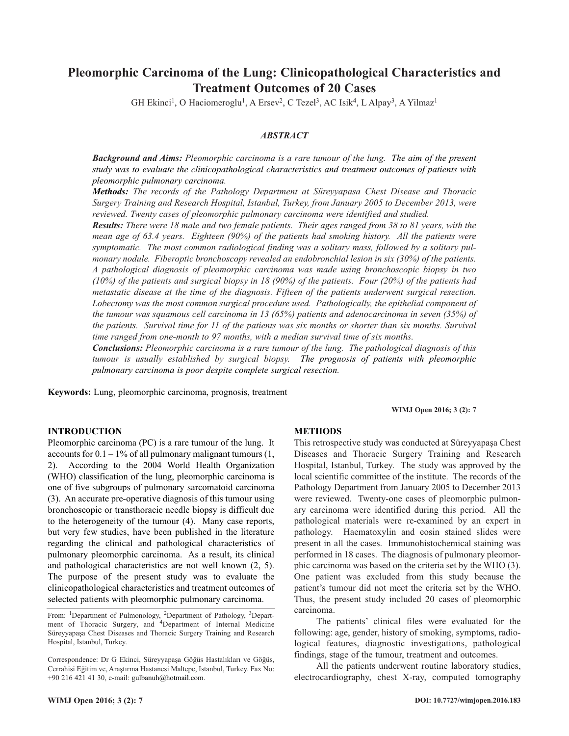# Pleomorphic Carcinoma of the Lung: Clinicopathological Characteristics and Treatment Outcomes of 20 Cases

GH Ekinci[1], O Haciomeroglu[1], A Ersev[2], C Tezel[3], AC Isik[4], L Alpay[3], A Yilmaz[1]

## *ABSTRACT*

***Background and Aims:*** *Pleomorphic carcinoma is a rare tumour of the lung. The aim of the present study was to evaluate the clinicopathological characteristics and treatment outcomes of patients with pleomorphic pulmonary carcinoma.*

***Methods:*** *The records of the Pathology Department at Süreyyapasa Chest Disease and Thoracic Surgery Training and Research Hospital, Istanbul, Turkey, from January 2005 to December 2013, were reviewed. Twenty cases of pleomorphic pulmonary carcinoma were identified and studied.*

***Results:*** *There were 18 male and two female patients. Their ages ranged from 38 to 81 years, with the mean age of 63.4 years. Eighteen (90%) of the patients had smoking history. All the patients were symptomatic. The most common radiological finding was a solitary mass, followed by a solitary pulmonary nodule. Fiberoptic bronchoscopy revealed an endobronchial lesion in six (30%) of the patients. A pathological diagnosis of pleomorphic carcinoma was made using bronchoscopic biopsy in two (10%) of the patients and surgical biopsy in 18 (90%) of the patients. Four (20%) of the patients had metastatic disease at the time of the diagnosis. Fifteen of the patients underwent surgical resection. Lobectomy was the most common surgical procedure used. Pathologically, the epithelial component of the tumour was squamous cell carcinoma in 13 (65%) patients and adenocarcinoma in seven (35%) of the patients. Survival time for 11 of the patients was six months or shorter than six months. Survival time ranged from one-month to 97 months, with a median survival time of six months.*

***Conclusions:*** *Pleomorphic carcinoma is a rare tumour of the lung. The pathological diagnosis of this tumour is usually established by surgical biopsy. The prognosis of patients with pleomorphic pulmonary carcinoma is poor despite complete surgical resection.*

**Keywords:** Lung, pleomorphic carcinoma, prognosis, treatment

## INTRODUCTION

Pleomorphic carcinoma (PC) is a rare tumour of the lung. It accounts for 0.1 – 1% of all pulmonary malignant tumours (1, 2). According to the 2004 World Health Organization (WHO) classification of the lung, pleomorphic carcinoma is one of five subgroups of pulmonary sarcomatoid carcinoma (3). An accurate pre-operative diagnosis of this tumour using bronchoscopic or transthoracic needle biopsy is difficult due to the heterogeneity of the tumour (4). Many case reports, but very few studies, have been published in the literature regarding the clinical and pathological characteristics of pulmonary pleomorphic carcinoma. As a result, its clinical and pathological characteristics are not well known (2, 5). The purpose of the present study was to evaluate the clinicopathological characteristics and treatment outcomes of selected patients with pleomorphic pulmonary carcinoma.

From: [1]Department of Pulmonology, [2]Department of Pathology, [3]Department of Thoracic Surgery, and [4]Department of Internal Medicine Süreyyapaşa Chest Diseases and Thoracic Surgery Training and Research Hospital, Istanbul, Turkey.

Correspondence: Dr G Ekinci, Süreyyapaşa Göğüs Hastalıkları ve Göğüs, Cerrahisi Eğitim ve, Araştırma Hastanesi Maltepe, Istanbul, Turkey. Fax No: +90 216 421 41 30, e-mail: gulbanuh@hotmail.com.

## METHODS

This retrospective study was conducted at Süreyyapaşa Chest Diseases and Thoracic Surgery Training and Research Hospital, Istanbul, Turkey. The study was approved by the local scientific committee of the institute. The records of the Pathology Department from January 2005 to December 2013 were reviewed. Twenty-one cases of pleomorphic pulmonary carcinoma were identified during this period. All the pathological materials were re-examined by an expert in pathology. Haematoxylin and eosin stained slides were present in all the cases. Immunohistochemical staining was performed in 18 cases. The diagnosis of pulmonary pleomorphic carcinoma was based on the criteria set by the WHO (3). One patient was excluded from this study because the patient's tumour did not meet the criteria set by the WHO. Thus, the present study included 20 cases of pleomorphic carcinoma.

The patients' clinical files were evaluated for the following: age, gender, history of smoking, symptoms, radiological features, diagnostic investigations, pathological findings, stage of the tumour, treatment and outcomes.

All the patients underwent routine laboratory studies, electrocardiography, chest X-ray, computed tomography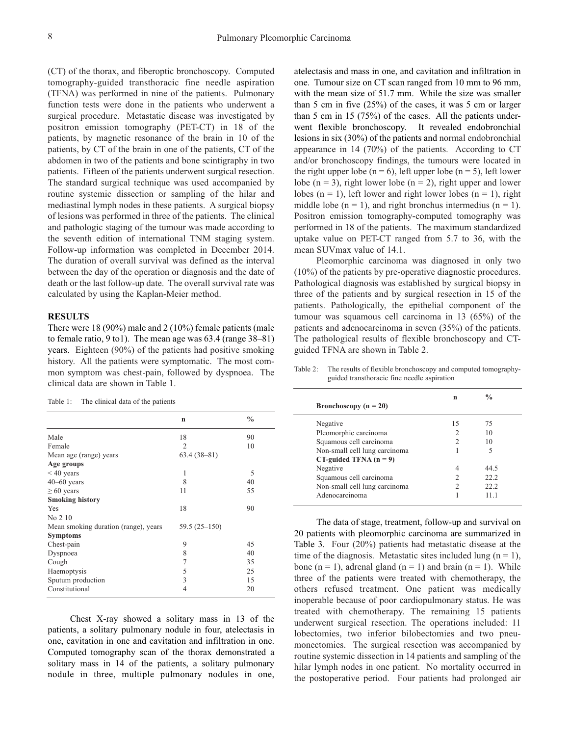(CT) of the thorax, and fiberoptic bronchoscopy. Computed tomography-guided transthoracic fine needle aspiration (TFNA) was performed in nine of the patients. Pulmonary function tests were done in the patients who underwent a surgical procedure. Metastatic disease was investigated by positron emission tomography (PET-CT) in 18 of the patients, by magnetic resonance of the brain in 10 of the patients, by CT of the brain in one of the patients, CT of the abdomen in two of the patients and bone scintigraphy in two patients. Fifteen of the patients underwent surgical resection. The standard surgical technique was used accompanied by routine systemic dissection or sampling of the hilar and mediastinal lymph nodes in these patients. A surgical biopsy of lesions was performed in three of the patients. The clinical and pathologic staging of the tumour was made according to the seventh edition of international TNM staging system. Follow-up information was completed in December 2014. The duration of overall survival was defined as the interval between the day of the operation or diagnosis and the date of death or the last follow-up date. The overall survival rate was calculated by using the Kaplan-Meier method.

## RESULTS

There were 18 (90%) male and 2 (10%) female patients (male to female ratio, 9 to1). The mean age was 63.4 (range 38–81) years. Eighteen (90%) of the patients had positive smoking history. All the patients were symptomatic. The most common symptom was chest-pain, followed by dyspnoea. The clinical data are shown in Table 1.

Table 1: The clinical data of the patients

| | n | % |
|---|---|---|
| Male | 18 | 90 |
| Female | 2 | 10 |
| Mean age (range) years | 63.4 (38–81) | |
| **Age groups** | | |
| < 40 years | 1 | 5 |
| 40–60 years | 8 | 40 |
| ≥ 60 years | 11 | 55 |
| **Smoking history** | | |
| Yes | 18 | 90 |
| No 2 10 | | |
| Mean smoking duration (range), years | 59.5 (25–150) | |
| **Symptoms** | | |
| Chest-pain | 9 | 45 |
| Dyspnoea | 8 | 40 |
| Cough | 7 | 35 |
| Haemoptysis | 5 | 25 |
| Sputum production | 3 | 15 |
| Constitutional | 4 | 20 |

Chest X-ray showed a solitary mass in 13 of the patients, a solitary pulmonary nodule in four, atelectasis in one, cavitation in one and cavitation and infiltration in one. Computed tomography scan of the thorax demonstrated a solitary mass in 14 of the patients, a solitary pulmonary nodule in three, multiple pulmonary nodules in one, atelectasis and mass in one, and cavitation and infiltration in one. Tumour size on CT scan ranged from 10 mm to 96 mm, with the mean size of 51.7 mm. While the size was smaller than 5 cm in five (25%) of the cases, it was 5 cm or larger than 5 cm in 15 (75%) of the cases. All the patients underwent flexible bronchoscopy. It revealed endobronchial lesions in six (30%) of the patients and normal endobronchial appearance in 14 (70%) of the patients. According to CT and/or bronchoscopy findings, the tumours were located in the right upper lobe (n = 6), left upper lobe (n = 5), left lower lobe (n = 3), right lower lobe (n = 2), right upper and lower lobes (n = 1), left lower and right lower lobes (n = 1), right middle lobe (n = 1), and right bronchus intermedius (n = 1). Positron emission tomography-computed tomography was performed in 18 of the patients. The maximum standardized uptake value on PET-CT ranged from 5.7 to 36, with the mean SUVmax value of 14.1.

Pleomorphic carcinoma was diagnosed in only two (10%) of the patients by pre-operative diagnostic procedures. Pathological diagnosis was established by surgical biopsy in three of the patients and by surgical resection in 15 of the patients. Pathologically, the epithelial component of the tumour was squamous cell carcinoma in 13 (65%) of the patients and adenocarcinoma in seven (35%) of the patients. The pathological results of flexible bronchoscopy and CT-guided TFNA are shown in Table 2.

Table 2: The results of flexible bronchoscopy and computed tomography-guided transthoracic fine needle aspiration

| **Bronchoscopy (n = 20)** | n | % |
|---|---|---|
| Negative | 15 | 75 |
| Pleomorphic carcinoma | 2 | 10 |
| Squamous cell carcinoma | 2 | 10 |
| Non-small cell lung carcinoma | 1 | 5 |
| **CT-guided TFNA (n = 9)** | | |
| Negative | 4 | 44.5 |
| Squamous cell carcinoma | 2 | 22.2 |
| Non-small cell lung carcinoma | 2 | 22.2 |
| Adenocarcinoma | 1 | 11.1 |

The data of stage, treatment, follow-up and survival on 20 patients with pleomorphic carcinoma are summarized in Table 3. Four (20%) patients had metastatic disease at the time of the diagnosis. Metastatic sites included lung (n = 1), bone (n = 1), adrenal gland (n = 1) and brain (n = 1). While three of the patients were treated with chemotherapy, the others refused treatment. One patient was medically inoperable because of poor cardiopulmonary status. He was treated with chemotherapy. The remaining 15 patients underwent surgical resection. The operations included: 11 lobectomies, two inferior bilobectomies and two pneumonectomies. The surgical resection was accompanied by routine systemic dissection in 14 patients and sampling of the hilar lymph nodes in one patient. No mortality occurred in the postoperative period. Four patients had prolonged air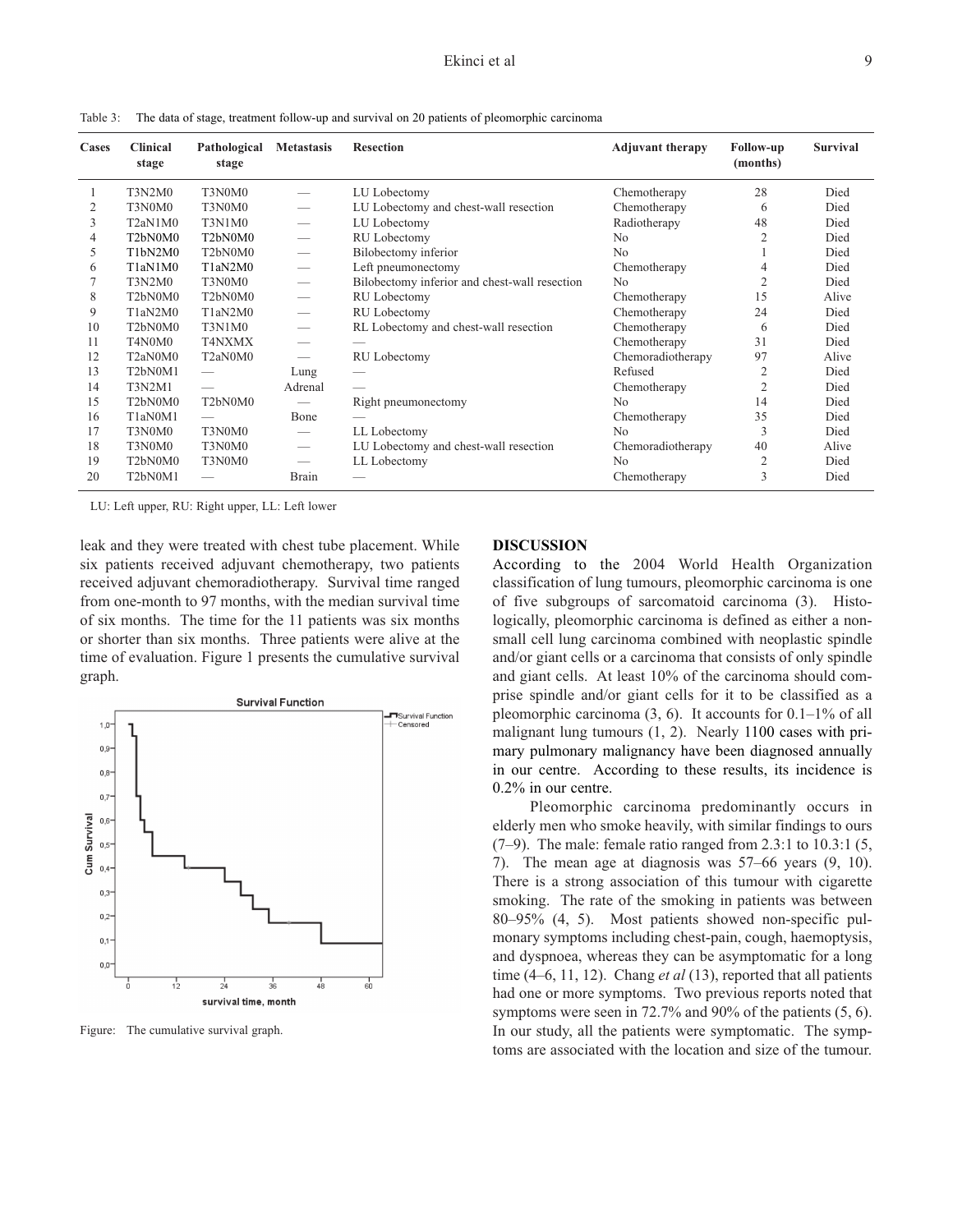Table 3: The data of stage, treatment follow-up and survival on 20 patients of pleomorphic carcinoma

| Cases | Clinical stage | Pathological stage | Metastasis | Resection | Adjuvant therapy | Follow-up (months) | Survival |
|---|---|---|---|---|---|---|---|
| 1 | T3N2M0 | T3N0M0 | — | LU Lobectomy | Chemotherapy | 28 | Died |
| 2 | T3N0M0 | T3N0M0 | — | LU Lobectomy and chest-wall resection | Chemotherapy | 6 | Died |
| 3 | T2aN1M0 | T3N1M0 | — | LU Lobectomy | Radiotherapy | 48 | Died |
| 4 | T2bN0M0 | T2bN0M0 | — | RU Lobectomy | No | 2 | Died |
| 5 | T1bN2M0 | T2bN0M0 | — | Bilobectomy inferior | No | 1 | Died |
| 6 | T1aN1M0 | T1aN2M0 | — | Left pneumonectomy | Chemotherapy | 4 | Died |
| 7 | T3N2M0 | T3N0M0 | — | Bilobectomy inferior and chest-wall resection | No | 2 | Died |
| 8 | T2bN0M0 | T2bN0M0 | — | RU Lobectomy | Chemotherapy | 15 | Alive |
| 9 | T1aN2M0 | T1aN2M0 | — | RU Lobectomy | Chemotherapy | 24 | Died |
| 10 | T2bN0M0 | T3N1M0 | — | RL Lobectomy and chest-wall resection | Chemotherapy | 6 | Died |
| 11 | T4N0M0 | T4NXMX | — | — | Chemotherapy | 31 | Died |
| 12 | T2aN0M0 | T2aN0M0 | — | RU Lobectomy | Chemoradiotherapy | 97 | Alive |
| 13 | T2bN0M1 | — | Lung | — | Refused | 2 | Died |
| 14 | T3N2M1 | — | Adrenal | — | Chemotherapy | 2 | Died |
| 15 | T2bN0M0 | T2bN0M0 | — | Right pneumonectomy | No | 14 | Died |
| 16 | T1aN0M1 | — | Bone | — | Chemotherapy | 35 | Died |
| 17 | T3N0M0 | T3N0M0 | — | LL Lobectomy | No | 3 | Died |
| 18 | T3N0M0 | T3N0M0 | — | LU Lobectomy and chest-wall resection | Chemoradiotherapy | 40 | Alive |
| 19 | T2bN0M0 | T3N0M0 | — | LL Lobectomy | No | 2 | Died |
| 20 | T2bN0M1 | — | Brain | — | Chemotherapy | 3 | Died |

LU: Left upper, RU: Right upper, LL: Left lower

leak and they were treated with chest tube placement. While six patients received adjuvant chemotherapy, two patients received adjuvant chemoradiotherapy. Survival time ranged from one-month to 97 months, with the median survival time of six months. The time for the 11 patients was six months or shorter than six months. Three patients were alive at the time of evaluation. Figure 1 presents the cumulative survival graph.

Figure: The cumulative survival graph.

## DISCUSSION

According to the 2004 World Health Organization classification of lung tumours, pleomorphic carcinoma is one of five subgroups of sarcomatoid carcinoma (3). Histologically, pleomorphic carcinoma is defined as either a non-small cell lung carcinoma combined with neoplastic spindle and/or giant cells or a carcinoma that consists of only spindle and giant cells. At least 10% of the carcinoma should comprise spindle and/or giant cells for it to be classified as a pleomorphic carcinoma (3, 6). It accounts for 0.1–1% of all malignant lung tumours (1, 2). Nearly 1100 cases with primary pulmonary malignancy have been diagnosed annually in our centre. According to these results, its incidence is 0.2% in our centre.

Pleomorphic carcinoma predominantly occurs in elderly men who smoke heavily, with similar findings to ours (7–9). The male: female ratio ranged from 2.3:1 to 10.3:1 (5, 7). The mean age at diagnosis was 57–66 years (9, 10). There is a strong association of this tumour with cigarette smoking. The rate of the smoking in patients was between 80–95% (4, 5). Most patients showed non-specific pulmonary symptoms including chest-pain, cough, haemoptysis, and dyspnoea, whereas they can be asymptomatic for a long time (4–6, 11, 12). Chang *et al* (13), reported that all patients had one or more symptoms. Two previous reports noted that symptoms were seen in 72.7% and 90% of the patients (5, 6). In our study, all the patients were symptomatic. The symptoms are associated with the location and size of the tumour.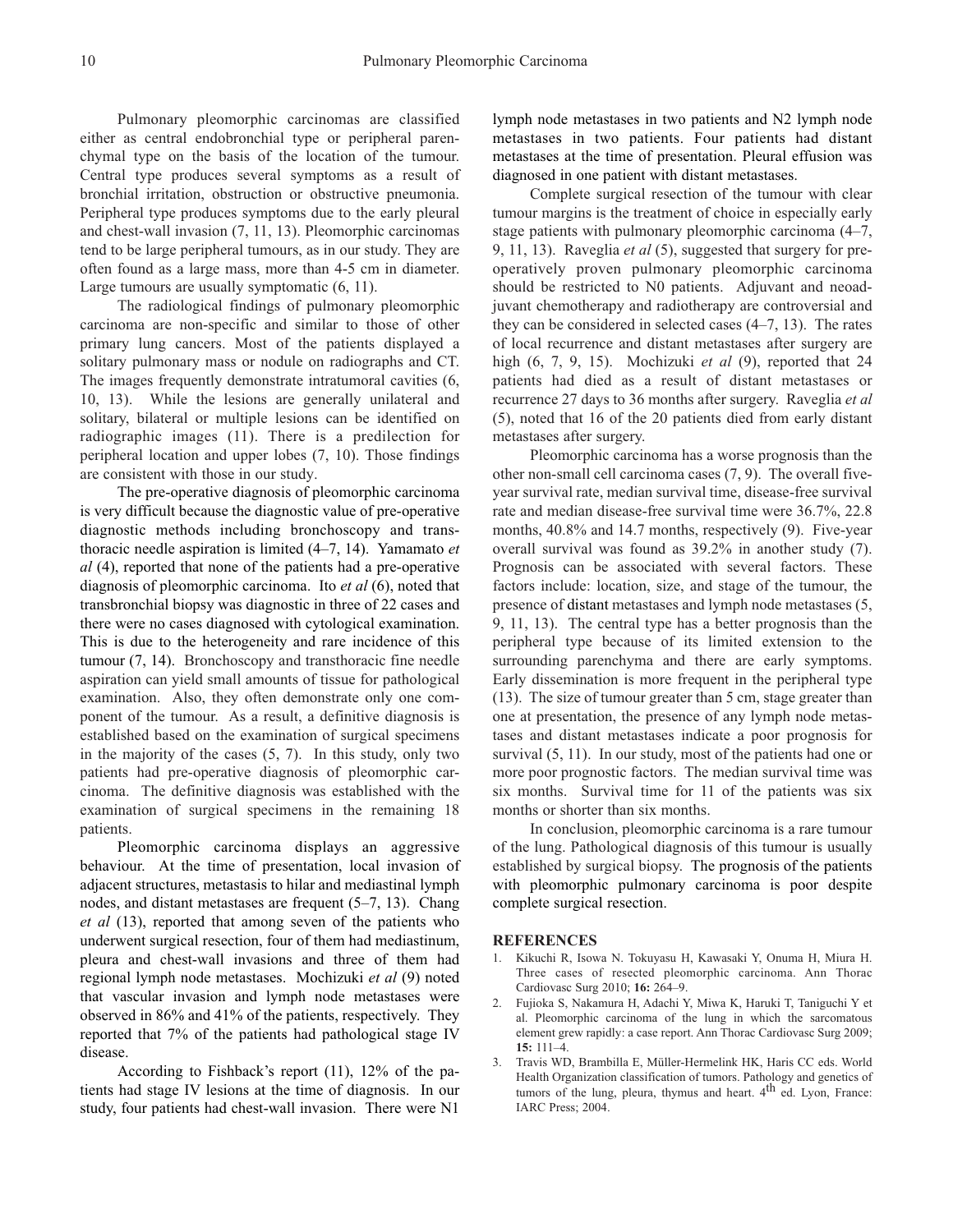Pulmonary pleomorphic carcinomas are classified either as central endobronchial type or peripheral parenchymal type on the basis of the location of the tumour. Central type produces several symptoms as a result of bronchial irritation, obstruction or obstructive pneumonia. Peripheral type produces symptoms due to the early pleural and chest-wall invasion (7, 11, 13). Pleomorphic carcinomas tend to be large peripheral tumours, as in our study. They are often found as a large mass, more than 4-5 cm in diameter. Large tumours are usually symptomatic (6, 11).

The radiological findings of pulmonary pleomorphic carcinoma are non-specific and similar to those of other primary lung cancers. Most of the patients displayed a solitary pulmonary mass or nodule on radiographs and CT. The images frequently demonstrate intratumoral cavities (6, 10, 13). While the lesions are generally unilateral and solitary, bilateral or multiple lesions can be identified on radiographic images (11). There is a predilection for peripheral location and upper lobes (7, 10). Those findings are consistent with those in our study.

The pre-operative diagnosis of pleomorphic carcinoma is very difficult because the diagnostic value of pre-operative diagnostic methods including bronchoscopy and transthoracic needle aspiration is limited (4–7, 14). Yamamato *et al* (4), reported that none of the patients had a pre-operative diagnosis of pleomorphic carcinoma. Ito *et al* (6), noted that transbronchial biopsy was diagnostic in three of 22 cases and there were no cases diagnosed with cytological examination. This is due to the heterogeneity and rare incidence of this tumour (7, 14). Bronchoscopy and transthoracic fine needle aspiration can yield small amounts of tissue for pathological examination. Also, they often demonstrate only one component of the tumour. As a result, a definitive diagnosis is established based on the examination of surgical specimens in the majority of the cases (5, 7). In this study, only two patients had pre-operative diagnosis of pleomorphic carcinoma. The definitive diagnosis was established with the examination of surgical specimens in the remaining 18 patients.

Pleomorphic carcinoma displays an aggressive behaviour. At the time of presentation, local invasion of adjacent structures, metastasis to hilar and mediastinal lymph nodes, and distant metastases are frequent (5–7, 13). Chang *et al* (13), reported that among seven of the patients who underwent surgical resection, four of them had mediastinum, pleura and chest-wall invasions and three of them had regional lymph node metastases. Mochizuki *et al* (9) noted that vascular invasion and lymph node metastases were observed in 86% and 41% of the patients, respectively. They reported that 7% of the patients had pathological stage IV disease.

According to Fishback's report (11), 12% of the patients had stage IV lesions at the time of diagnosis. In our study, four patients had chest-wall invasion. There were N1 lymph node metastases in two patients and N2 lymph node metastases in two patients. Four patients had distant metastases at the time of presentation. Pleural effusion was diagnosed in one patient with distant metastases.

Complete surgical resection of the tumour with clear tumour margins is the treatment of choice in especially early stage patients with pulmonary pleomorphic carcinoma (4–7, 9, 11, 13). Raveglia *et al* (5), suggested that surgery for pre-operatively proven pulmonary pleomorphic carcinoma should be restricted to N0 patients. Adjuvant and neoadjuvant chemotherapy and radiotherapy are controversial and they can be considered in selected cases (4–7, 13). The rates of local recurrence and distant metastases after surgery are high (6, 7, 9, 15). Mochizuki *et al* (9), reported that 24 patients had died as a result of distant metastases or recurrence 27 days to 36 months after surgery. Raveglia *et al* (5), noted that 16 of the 20 patients died from early distant metastases after surgery.

Pleomorphic carcinoma has a worse prognosis than the other non-small cell carcinoma cases (7, 9). The overall five-year survival rate, median survival time, disease-free survival rate and median disease-free survival time were 36.7%, 22.8 months, 40.8% and 14.7 months, respectively (9). Five-year overall survival was found as 39.2% in another study (7). Prognosis can be associated with several factors. These factors include: location, size, and stage of the tumour, the presence of distant metastases and lymph node metastases (5, 9, 11, 13). The central type has a better prognosis than the peripheral type because of its limited extension to the surrounding parenchyma and there are early symptoms. Early dissemination is more frequent in the peripheral type (13). The size of tumour greater than 5 cm, stage greater than one at presentation, the presence of any lymph node metastases and distant metastases indicate a poor prognosis for survival (5, 11). In our study, most of the patients had one or more poor prognostic factors. The median survival time was six months. Survival time for 11 of the patients was six months or shorter than six months.

In conclusion, pleomorphic carcinoma is a rare tumour of the lung. Pathological diagnosis of this tumour is usually established by surgical biopsy. The prognosis of the patients with pleomorphic pulmonary carcinoma is poor despite complete surgical resection.

## REFERENCES

1. Kikuchi R, Isowa N. Tokuyasu H, Kawasaki Y, Onuma H, Miura H. Three cases of resected pleomorphic carcinoma. Ann Thorac Cardiovasc Surg 2010; **16:** 264–9.
2. Fujioka S, Nakamura H, Adachi Y, Miwa K, Haruki T, Taniguchi Y et al. Pleomorphic carcinoma of the lung in which the sarcomatous element grew rapidly: a case report. Ann Thorac Cardiovasc Surg 2009; **15:** 111–4.
3. Travis WD, Brambilla E, Müller-Hermelink HK, Haris CC eds. World Health Organization classification of tumors. Pathology and genetics of tumors of the lung, pleura, thymus and heart. 4th ed. Lyon, France: IARC Press; 2004.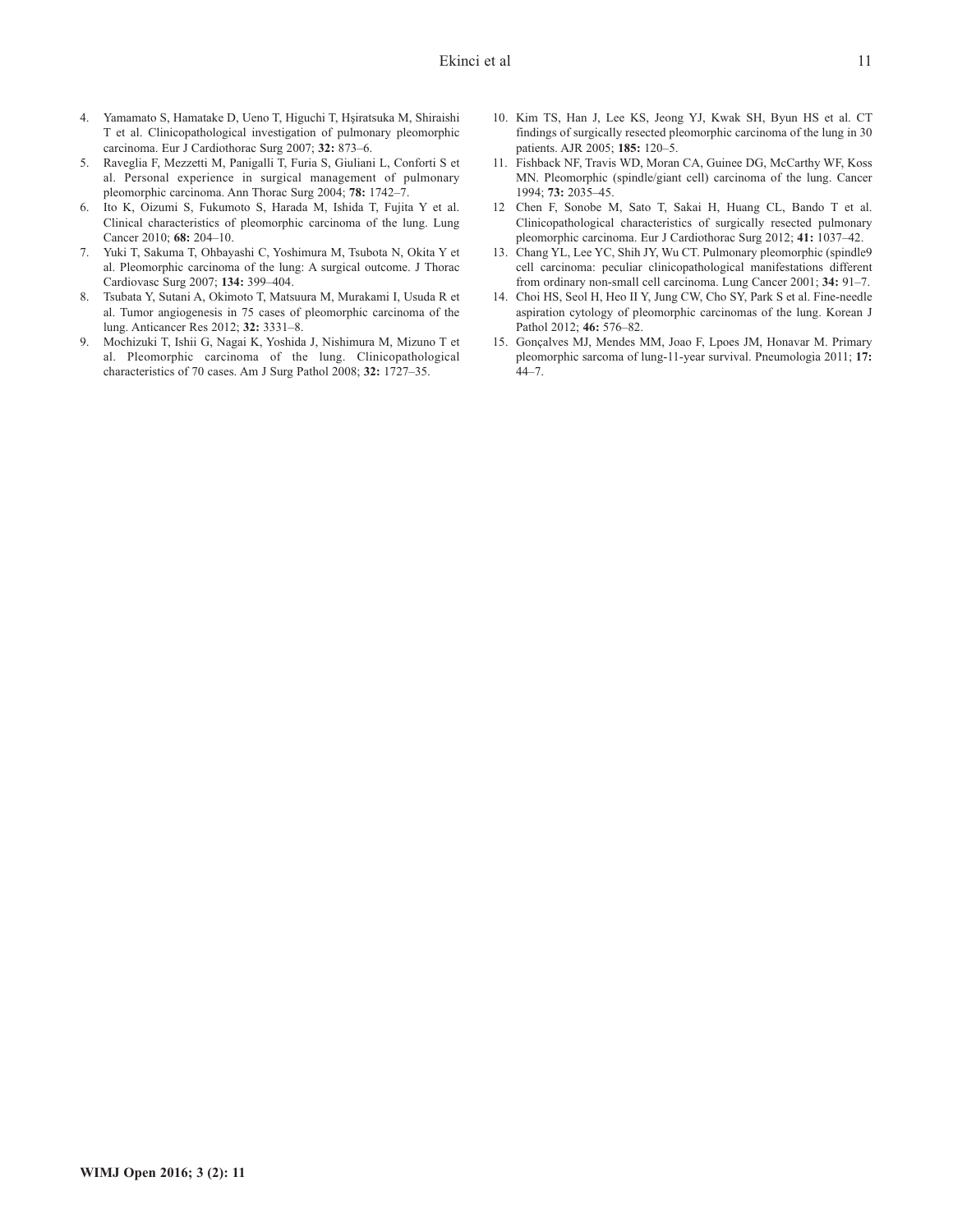4. Yamamato S, Hamatake D, Ueno T, Higuchi T, Hşiratsuka M, Shiraishi T et al. Clinicopathological investigation of pulmonary pleomorphic carcinoma. Eur J Cardiothorac Surg 2007; **32:** 873–6.
5. Raveglia F, Mezzetti M, Panigalli T, Furia S, Giuliani L, Conforti S et al. Personal experience in surgical management of pulmonary pleomorphic carcinoma. Ann Thorac Surg 2004; **78:** 1742–7.
6. Ito K, Oizumi S, Fukumoto S, Harada M, Ishida T, Fujita Y et al. Clinical characteristics of pleomorphic carcinoma of the lung. Lung Cancer 2010; **68:** 204–10.
7. Yuki T, Sakuma T, Ohbayashi C, Yoshimura M, Tsubota N, Okita Y et al. Pleomorphic carcinoma of the lung: A surgical outcome. J Thorac Cardiovasc Surg 2007; **134:** 399–404.
8. Tsubata Y, Sutani A, Okimoto T, Matsuura M, Murakami I, Usuda R et al. Tumor angiogenesis in 75 cases of pleomorphic carcinoma of the lung. Anticancer Res 2012; **32:** 3331–8.
9. Mochizuki T, Ishii G, Nagai K, Yoshida J, Nishimura M, Mizuno T et al. Pleomorphic carcinoma of the lung. Clinicopathological characteristics of 70 cases. Am J Surg Pathol 2008; **32:** 1727–35.
10. Kim TS, Han J, Lee KS, Jeong YJ, Kwak SH, Byun HS et al. CT findings of surgically resected pleomorphic carcinoma of the lung in 30 patients. AJR 2005; **185:** 120–5.
11. Fishback NF, Travis WD, Moran CA, Guinee DG, McCarthy WF, Koss MN. Pleomorphic (spindle/giant cell) carcinoma of the lung. Cancer 1994; **73:** 2035–45.
12. Chen F, Sonobe M, Sato T, Sakai H, Huang CL, Bando T et al. Clinicopathological characteristics of surgically resected pulmonary pleomorphic carcinoma. Eur J Cardiothorac Surg 2012; **41:** 1037–42.
13. Chang YL, Lee YC, Shih JY, Wu CT. Pulmonary pleomorphic (spindle9 cell carcinoma: peculiar clinicopathological manifestations different from ordinary non-small cell carcinoma. Lung Cancer 2001; **34:** 91–7.
14. Choi HS, Seol H, Heo II Y, Jung CW, Cho SY, Park S et al. Fine-needle aspiration cytology of pleomorphic carcinomas of the lung. Korean J Pathol 2012; **46:** 576–82.
15. Gonçalves MJ, Mendes MM, Joao F, Lpoes JM, Honavar M. Primary pleomorphic sarcoma of lung-11-year survival. Pneumologia 2011; **17:** 44–7.